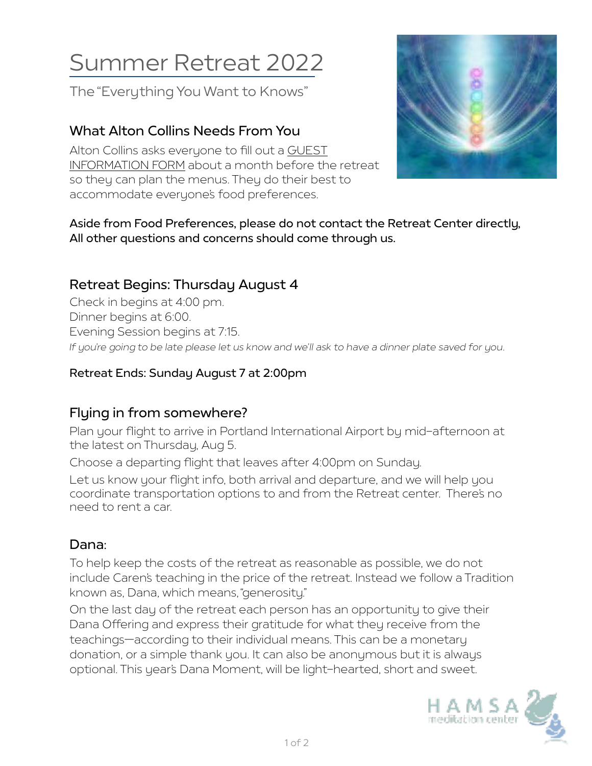# Summer Retreat 2022

The "Everything You Want to Knows"

## What Alton Collins Needs From You

Alton Collins asks everyone to fill out a GUEST INFORMATION FORM about a month before the retreat so they can plan the menus. They do their best to accommodate everyone's food preferences.

**Aside from Food Preferences, please do not contact the Retreat Center directly, All other questions and concerns should come through us.**

## Retreat Begins: Thursday August 4

Check in begins at 4:00 pm.
Dinner begins at 6:00.
Evening Session begins at 7:15.
*If you're going to be late please let us know and we'll ask to have a dinner plate saved for you.*

**Retreat Ends: Sunday August 7 at 2:00pm**

## Flying in from somewhere?

Plan your flight to arrive in Portland International Airport by mid-afternoon at the latest on Thursday, Aug 5.

Choose a departing flight that leaves after 4:00pm on Sunday.

Let us know your flight info, both arrival and departure, and we will help you coordinate transportation options to and from the Retreat center. There's no need to rent a car.

## Dana:

To help keep the costs of the retreat as reasonable as possible, we do not include Caren's teaching in the price of the retreat. Instead we follow a Tradition known as, Dana, which means, "generosity."

On the last day of the retreat each person has an opportunity to give their Dana Offering and express their gratitude for what they receive from the teachings—according to their individual means. This can be a monetary donation, or a simple thank you. It can also be anonymous but it is always optional. This year's Dana Moment, will be light-hearted, short and sweet.

HAMSA meditation center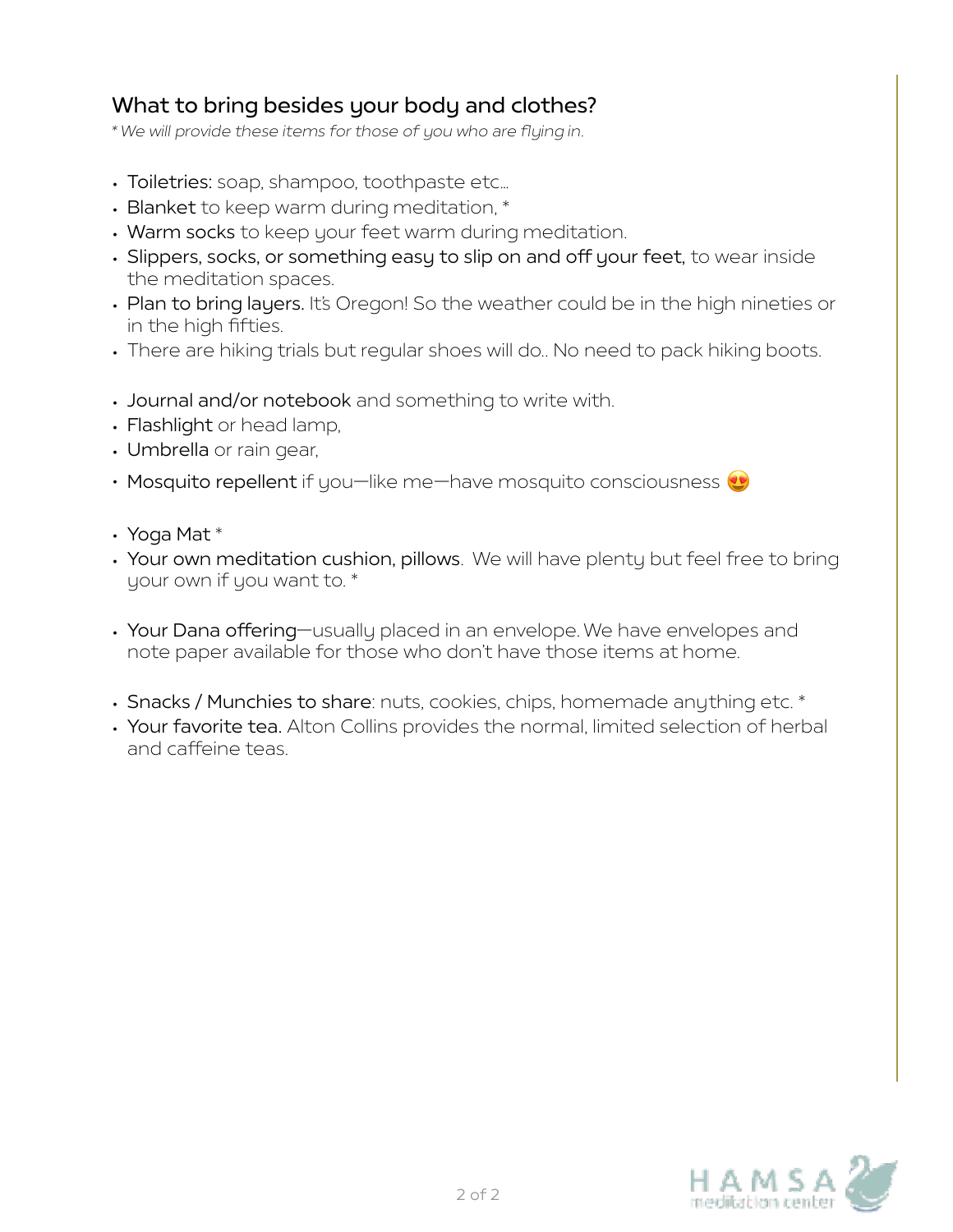## What to bring besides your body and clothes?

*\* We will provide these items for those of you who are flying in.*

- Toiletries: soap, shampoo, toothpaste etc…
- Blanket to keep warm during meditation, *
- Warm socks to keep your feet warm during meditation.
- Slippers, socks, or something easy to slip on and off your feet, to wear inside the meditation spaces.
- Plan to bring layers. It's Oregon! So the weather could be in the high nineties or in the high fifties.
- There are hiking trials but regular shoes will do.. No need to pack hiking boots.

- Journal and/or notebook and something to write with.
- Flashlight or head lamp,
- Umbrella or rain gear,
- Mosquito repellent if you—like me—have mosquito consciousness 😍

- Yoga Mat *
- Your own meditation cushion, pillows. We will have plenty but feel free to bring your own if you want to. *

- Your Dana offering—usually placed in an envelope. We have envelopes and note paper available for those who don't have those items at home.

- Snacks / Munchies to share: nuts, cookies, chips, homemade anything etc. *
- Your favorite tea. Alton Collins provides the normal, limited selection of herbal and caffeine teas.